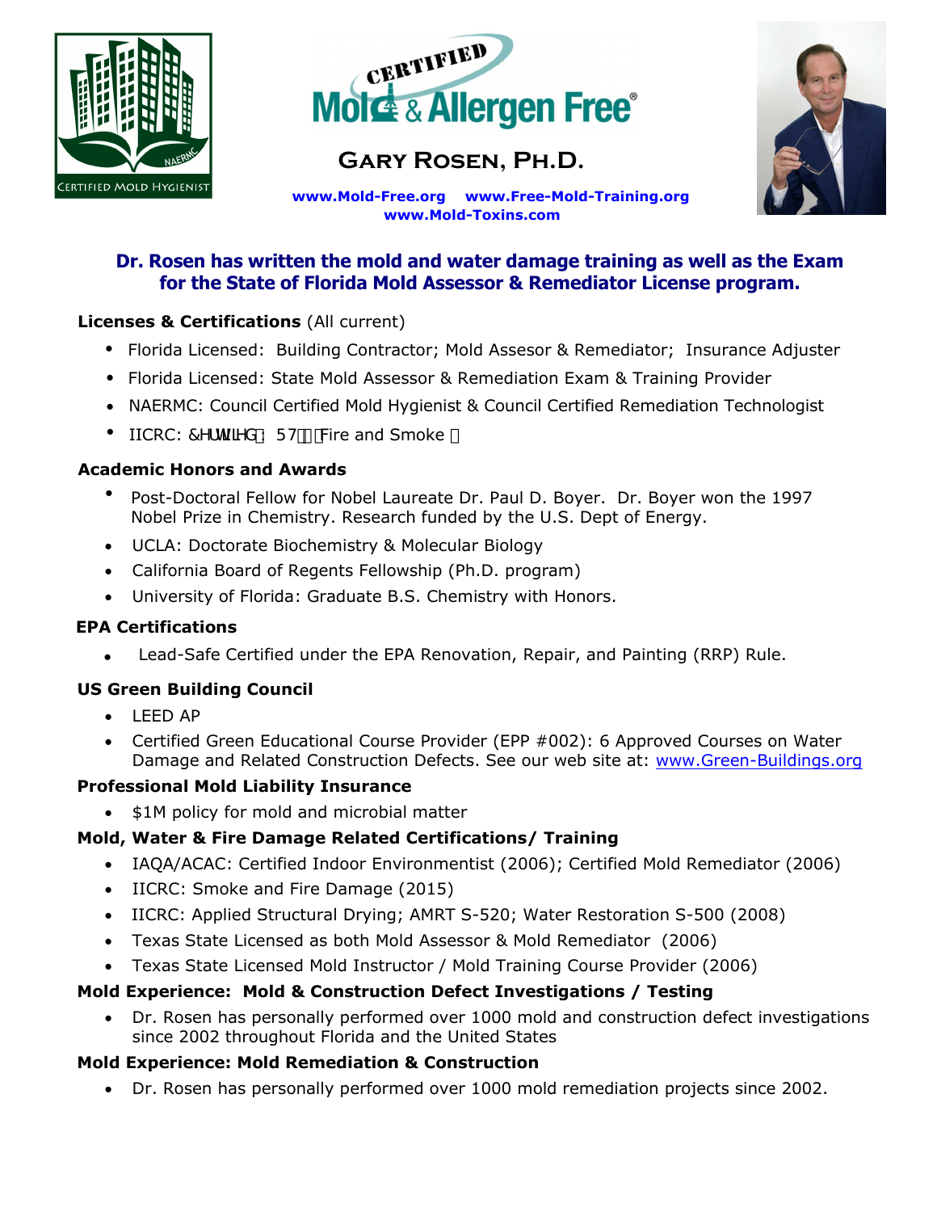CERTIFIED Mold & Allergen Free®

# Gary Rosen, Ph.D.

CERTIFIED MOLD HYGIENIST

www.Mold-Free.org www.Free-Mold-Training.org
www.Mold-Toxins.com

**Dr. Rosen has written the mold and water damage training as well as the Exam for the State of Florida Mold Assessor & Remediator License program.**

**Licenses & Certifications** (All current)

- Florida Licensed: Building Contractor; Mold Assesor & Remediator; Insurance Adjuster
- Florida Licensed: State Mold Assessor & Remediation Exam & Training Provider
- NAERMC: Council Certified Mold Hygienist & Council Certified Remediation Technologist
- IICRC: &HUWLILHG :57 Fire and Smoke

**Academic Honors and Awards**

- Post-Doctoral Fellow for Nobel Laureate Dr. Paul D. Boyer. Dr. Boyer won the 1997 Nobel Prize in Chemistry. Research funded by the U.S. Dept of Energy.
- UCLA: Doctorate Biochemistry & Molecular Biology
- California Board of Regents Fellowship (Ph.D. program)
- University of Florida: Graduate B.S. Chemistry with Honors.

**EPA Certifications**

- Lead-Safe Certified under the EPA Renovation, Repair, and Painting (RRP) Rule.

**US Green Building Council**

- LEED AP
- Certified Green Educational Course Provider (EPP #002): 6 Approved Courses on Water Damage and Related Construction Defects. See our web site at: www.Green-Buildings.org

**Professional Mold Liability Insurance**

- $1M policy for mold and microbial matter

**Mold, Water & Fire Damage Related Certifications/ Training**

- IAQA/ACAC: Certified Indoor Environmentist (2006); Certified Mold Remediator (2006)
- IICRC: Smoke and Fire Damage (2015)
- IICRC: Applied Structural Drying; AMRT S-520; Water Restoration S-500 (2008)
- Texas State Licensed as both Mold Assessor & Mold Remediator (2006)
- Texas State Licensed Mold Instructor / Mold Training Course Provider (2006)

**Mold Experience: Mold & Construction Defect Investigations / Testing**

- Dr. Rosen has personally performed over 1000 mold and construction defect investigations since 2002 throughout Florida and the United States

**Mold Experience: Mold Remediation & Construction**

- Dr. Rosen has personally performed over 1000 mold remediation projects since 2002.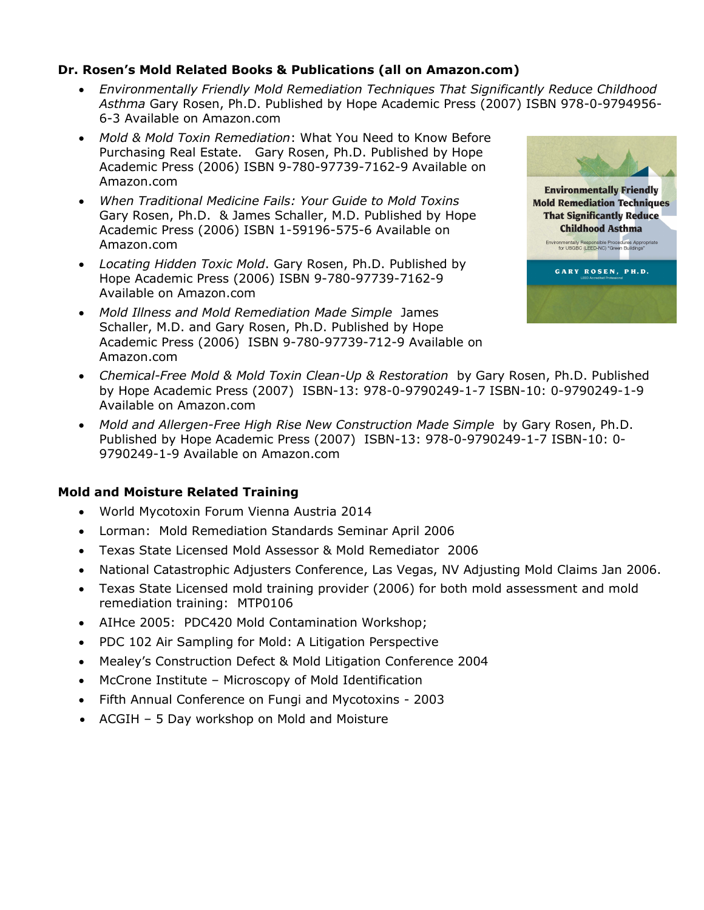**Dr. Rosen's Mold Related Books & Publications (all on Amazon.com)**

- *Environmentally Friendly Mold Remediation Techniques That Significantly Reduce Childhood Asthma* Gary Rosen, Ph.D. Published by Hope Academic Press (2007) ISBN 978-0-9794956-6-3 Available on Amazon.com
- *Mold & Mold Toxin Remediation*: What You Need to Know Before Purchasing Real Estate. Gary Rosen, Ph.D. Published by Hope Academic Press (2006) ISBN 9-780-97739-7162-9 Available on Amazon.com
- *When Traditional Medicine Fails: Your Guide to Mold Toxins* Gary Rosen, Ph.D. & James Schaller, M.D. Published by Hope Academic Press (2006) ISBN 1-59196-575-6 Available on Amazon.com
- *Locating Hidden Toxic Mold*. Gary Rosen, Ph.D. Published by Hope Academic Press (2006) ISBN 9-780-97739-7162-9 Available on Amazon.com
- *Mold Illness and Mold Remediation Made Simple* James Schaller, M.D. and Gary Rosen, Ph.D. Published by Hope Academic Press (2006) ISBN 9-780-97739-712-9 Available on Amazon.com
- *Chemical-Free Mold & Mold Toxin Clean-Up & Restoration* by Gary Rosen, Ph.D. Published by Hope Academic Press (2007) ISBN-13: 978-0-9790249-1-7 ISBN-10: 0-9790249-1-9 Available on Amazon.com
- *Mold and Allergen-Free High Rise New Construction Made Simple* by Gary Rosen, Ph.D. Published by Hope Academic Press (2007) ISBN-13: 978-0-9790249-1-7 ISBN-10: 0-9790249-1-9 Available on Amazon.com

**Environmentally Friendly Mold Remediation Techniques That Significantly Reduce Childhood Asthma**

Environmentally Responsible Procedures Appropriate for USGBC (LEED-NC) "Green Buildings"

GARY ROSEN, PH.D.

LEED Accredited Professional

**Mold and Moisture Related Training**

- World Mycotoxin Forum Vienna Austria 2014
- Lorman: Mold Remediation Standards Seminar April 2006
- Texas State Licensed Mold Assessor & Mold Remediator 2006
- National Catastrophic Adjusters Conference, Las Vegas, NV Adjusting Mold Claims Jan 2006.
- Texas State Licensed mold training provider (2006) for both mold assessment and mold remediation training: MTP0106
- AIHce 2005: PDC420 Mold Contamination Workshop;
- PDC 102 Air Sampling for Mold: A Litigation Perspective
- Mealey's Construction Defect & Mold Litigation Conference 2004
- McCrone Institute – Microscopy of Mold Identification
- Fifth Annual Conference on Fungi and Mycotoxins - 2003
- ACGIH – 5 Day workshop on Mold and Moisture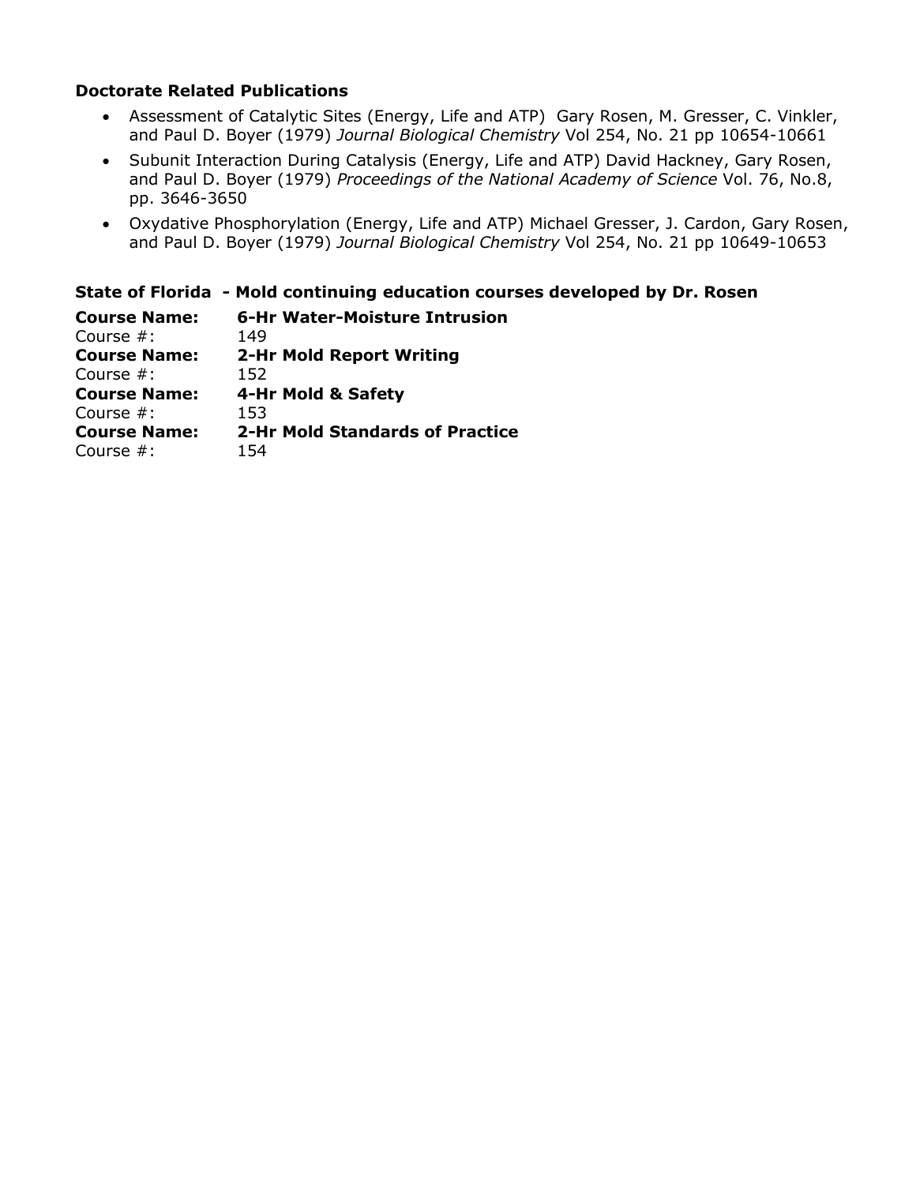**Doctorate Related Publications**

- Assessment of Catalytic Sites (Energy, Life and ATP) Gary Rosen, M. Gresser, C. Vinkler, and Paul D. Boyer (1979) *Journal Biological Chemistry* Vol 254, No. 21 pp 10654-10661
- Subunit Interaction During Catalysis (Energy, Life and ATP) David Hackney, Gary Rosen, and Paul D. Boyer (1979) *Proceedings of the National Academy of Science* Vol. 76, No.8, pp. 3646-3650
- Oxydative Phosphorylation (Energy, Life and ATP) Michael Gresser, J. Cardon, Gary Rosen, and Paul D. Boyer (1979) *Journal Biological Chemistry* Vol 254, No. 21 pp 10649-10653

**State of Florida - Mold continuing education courses developed by Dr. Rosen**

| | |
|---|---|
| **Course Name:** | **6-Hr Water-Moisture Intrusion** |
| Course #: | 149 |
| **Course Name:** | **2-Hr Mold Report Writing** |
| Course #: | 152 |
| **Course Name:** | **4-Hr Mold & Safety** |
| Course #: | 153 |
| **Course Name:** | **2-Hr Mold Standards of Practice** |
| Course #: | 154 |